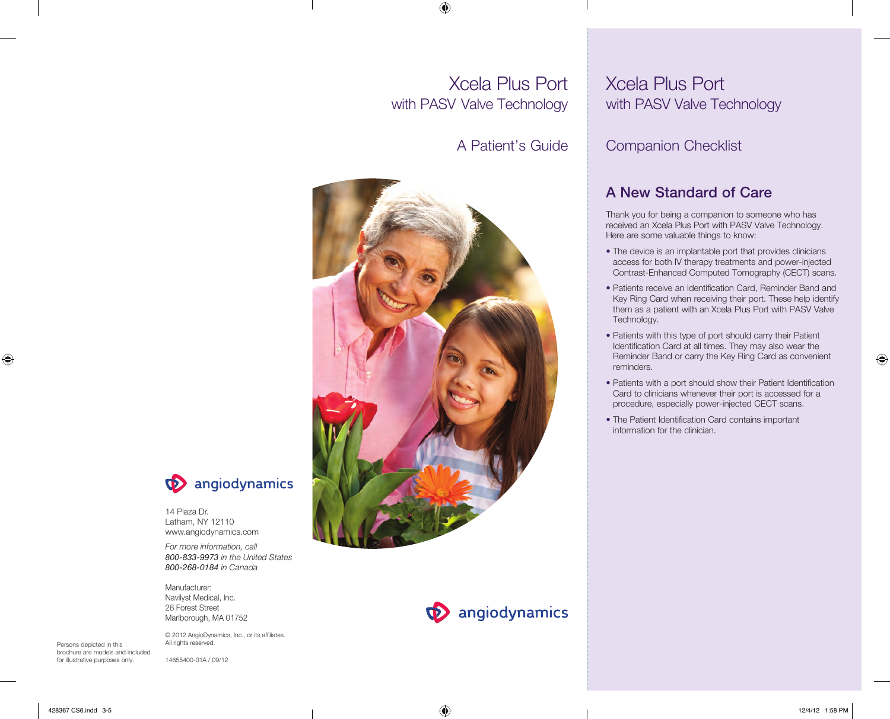# Xcela Plus Port

## with PASV Valve Technology

## A Patient's Guide

angiodynamics

14 Plaza Dr.
Latham, NY 12110
www.angiodynamics.com

*For more information, call*
*800-833-9973 in the United States*
*800-268-0184 in Canada*

Manufacturer:
Navilyst Medical, Inc.
26 Forest Street
Marlborough, MA 01752

© 2012 AngioDynamics, Inc., or its affiliates.
All rights reserved.

14655400-01A / 09/12

Persons depicted in this brochure are models and included for illustrative purposes only.

angiodynamics

# Xcela Plus Port

## with PASV Valve Technology

## Companion Checklist

## A New Standard of Care

Thank you for being a companion to someone who has received an Xcela Plus Port with PASV Valve Technology. Here are some valuable things to know:

- The device is an implantable port that provides clinicians access for both IV therapy treatments and power-injected Contrast-Enhanced Computed Tomography (CECT) scans.
- Patients receive an Identification Card, Reminder Band and Key Ring Card when receiving their port. These help identify them as a patient with an Xcela Plus Port with PASV Valve Technology.
- Patients with this type of port should carry their Patient Identification Card at all times. They may also wear the Reminder Band or carry the Key Ring Card as convenient reminders.
- Patients with a port should show their Patient Identification Card to clinicians whenever their port is accessed for a procedure, especially power-injected CECT scans.
- The Patient Identification Card contains important information for the clinician.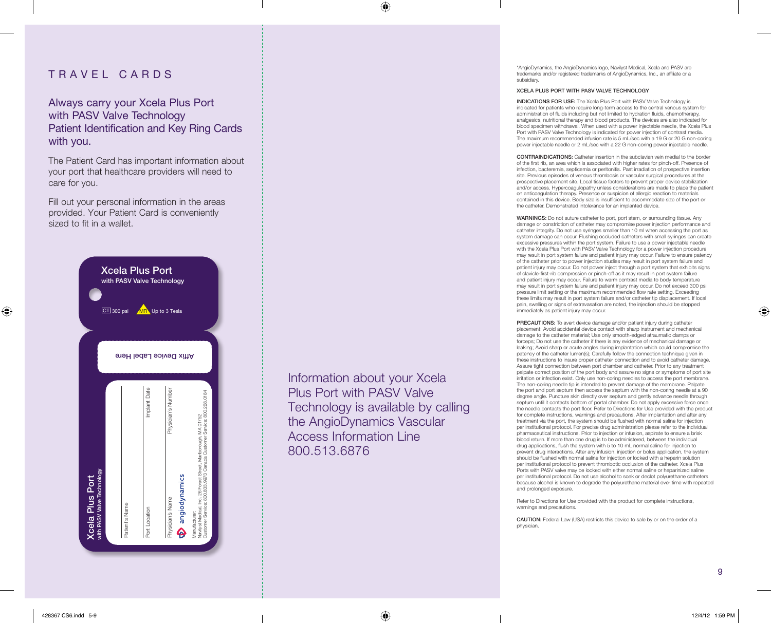# TRAVEL CARDS

## Always carry your Xcela Plus Port with PASV Valve Technology Patient Identification and Key Ring Cards with you.

The Patient Card has important information about your port that healthcare providers will need to care for you.

Fill out your personal information in the areas provided. Your Patient Card is conveniently sized to fit in a wallet.

**Xcela Plus Port**
with PASV Valve Technology

CT 300 psi   MR Up to 3 Tesla

Affix Device Label Here

**Xcela Plus Port**
with PASV Valve Technology

Patient's Name

Port Location — Implant Date

Physician's Name — Physician's Number

angiodynamics

Manufacturer:
Navilyst Medical, Inc. 26 Forest Street, Marlborough, MA 01752
Customer Service: 800.833.9973 Canada Customer Service: 800.268.0184

Information about your Xcela Plus Port with PASV Valve Technology is available by calling the AngioDynamics Vascular Access Information Line 800.513.6876

*AngioDynamics, the AngioDynamics logo, Navilyst Medical, Xcela and PASV are trademarks and/or registered trademarks of AngioDynamics, Inc., an affiliate or a subsidiary.

XCELA PLUS PORT WITH PASV VALVE TECHNOLOGY

**INDICATIONS FOR USE:** The Xcela Plus Port with PASV Valve Technology is indicated for patients who require long-term access to the central venous system for administration of fluids including but not limited to hydration fluids, chemotherapy, analgesics, nutritional therapy and blood products. The devices are also indicated for blood specimen withdrawal. When used with a power injectable needle, the Xcela Plus Port with PASV Valve Technology is indicated for power injection of contrast media. The maximum recommended infusion rate is 5 mL/sec with a 19 G or 20 G non-coring power injectable needle or 2 mL/sec with a 22 G non-coring power injectable needle.

**CONTRAINDICATIONS:** Catheter insertion in the subclavian vein medial to the border of the first rib, an area which is associated with higher rates for pinch-off. Presence of infection, bacteremia, septicemia or peritonitis. Past irradiation of prospective insertion site. Previous episodes of venous thrombosis or vascular surgical procedures at the prospective placement site. Local tissue factors to prevent proper device stabilization and/or access. Hypercoagulopathy unless considerations are made to place the patient on anticoagulation therapy. Presence or suspicion of allergic reaction to materials contained in this device. Body size is insufficient to accommodate size of the port or the catheter. Demonstrated intolerance for an implanted device.

**WARNINGS:** Do not suture catheter to port, port stem, or surrounding tissue. Any damage or constriction of catheter may compromise power injection performance and catheter integrity. Do not use syringes smaller than 10 ml when accessing the port as system damage can occur. Flushing occluded catheters with small syringes can create excessive pressures within the port system. Failure to use a power injectable needle with the Xcela Plus Port with PASV Valve Technology for a power injection procedure may result in port system failure and patient injury may occur. Failure to ensure patency of the catheter prior to power injection studies may result in port system failure and patient injury may occur. Do not power inject through a port system that exhibits signs of clavicle-first-rib compression or pinch-off as it may result in port system failure and patient injury may occur. Failure to warm contrast media to body temperature may result in port system failure and patient injury may occur. Do not exceed 300 psi pressure limit setting or the maximum recommended flow rate setting. Exceeding these limits may result in port system failure and/or catheter tip displacement. If local pain, swelling or signs of extravasation are noted, the injection should be stopped immediately as patient injury may occur.

**PRECAUTIONS:** To avert device damage and/or patient injury during catheter placement: Avoid accidental device contact with sharp instrument and mechanical damage to the catheter material; Use only smooth-edged atraumatic clamps or forceps; Do not use the catheter if there is any evidence of mechanical damage or leaking; Avoid sharp or acute angles during implantation which could compromise the patency of the catheter lumen(s); Carefully follow the connection technique given in these instructions to insure proper catheter connection and to avoid catheter damage. Assure tight connection between port chamber and catheter. Prior to any treatment palpate correct position of the port body and assure no signs or symptoms of port site irritation or infection exist. Only use non-coring needles to access the port membrane. The non-coring needle tip is intended to prevent damage of the membrane. Palpate the port and port septum then access the septum with the non-coring needle at a 90 degree angle. Puncture skin directly over septum and gently advance needle through septum until it contacts bottom of portal chamber. Do not apply excessive force once the needle contacts the port floor. Refer to Directions for Use provided with the product for complete instructions, warnings and precautions. After implantation and after any treatment via the port, the system should be flushed with normal saline for injection per institutional protocol. For precise drug administration please refer to the individual pharmaceutical instructions. Prior to injection or infusion, aspirate to ensure a brisk blood return. If more than one drug is to be administered, between the individual drug applications, flush the system with 5 to 10 mL normal saline for injection to prevent drug interactions. After any infusion, injection or bolus application, the system should be flushed with normal saline for injection or locked with a heparin solution per institutional protocol to prevent thrombotic occlusion of the catheter. Xcela Plus Ports with PASV valve may be locked with either normal saline or heparinized saline per institutional protocol. Do not use alcohol to soak or declot polyurethane catheters because alcohol is known to degrade the polyurethane material over time with repeated and prolonged exposure.

Refer to Directions for Use provided with the product for complete instructions, warnings and precautions.

**CAUTION:** Federal Law (USA) restricts this device to sale by or on the order of a physician.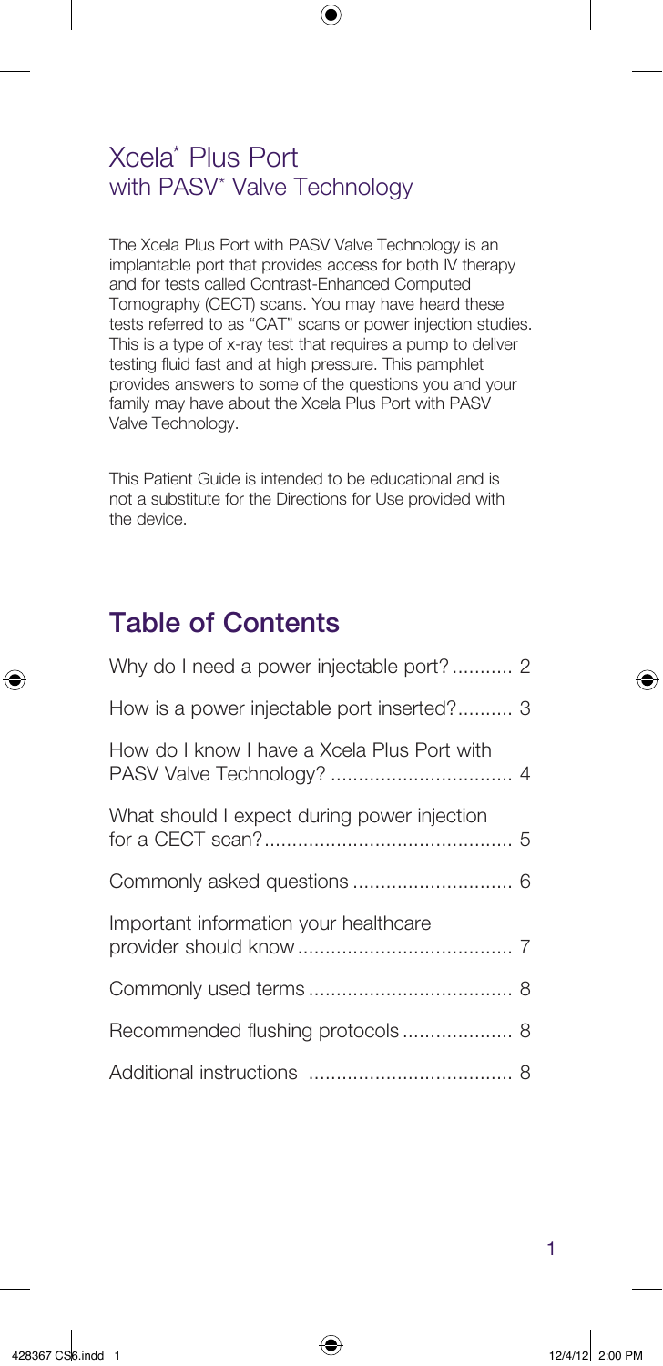# Xcela* Plus Port
## with PASV* Valve Technology

The Xcela Plus Port with PASV Valve Technology is an implantable port that provides access for both IV therapy and for tests called Contrast-Enhanced Computed Tomography (CECT) scans. You may have heard these tests referred to as "CAT" scans or power injection studies. This is a type of x-ray test that requires a pump to deliver testing fluid fast and at high pressure. This pamphlet provides answers to some of the questions you and your family may have about the Xcela Plus Port with PASV Valve Technology.

This Patient Guide is intended to be educational and is not a substitute for the Directions for Use provided with the device.

## Table of Contents

| | |
|---|---|
| Why do I need a power injectable port? | 2 |
| How is a power injectable port inserted? | 3 |
| How do I know I have a Xcela Plus Port with PASV Valve Technology? | 4 |
| What should I expect during power injection for a CECT scan? | 5 |
| Commonly asked questions | 6 |
| Important information your healthcare provider should know | 7 |
| Commonly used terms | 8 |
| Recommended flushing protocols | 8 |
| Additional instructions | 8 |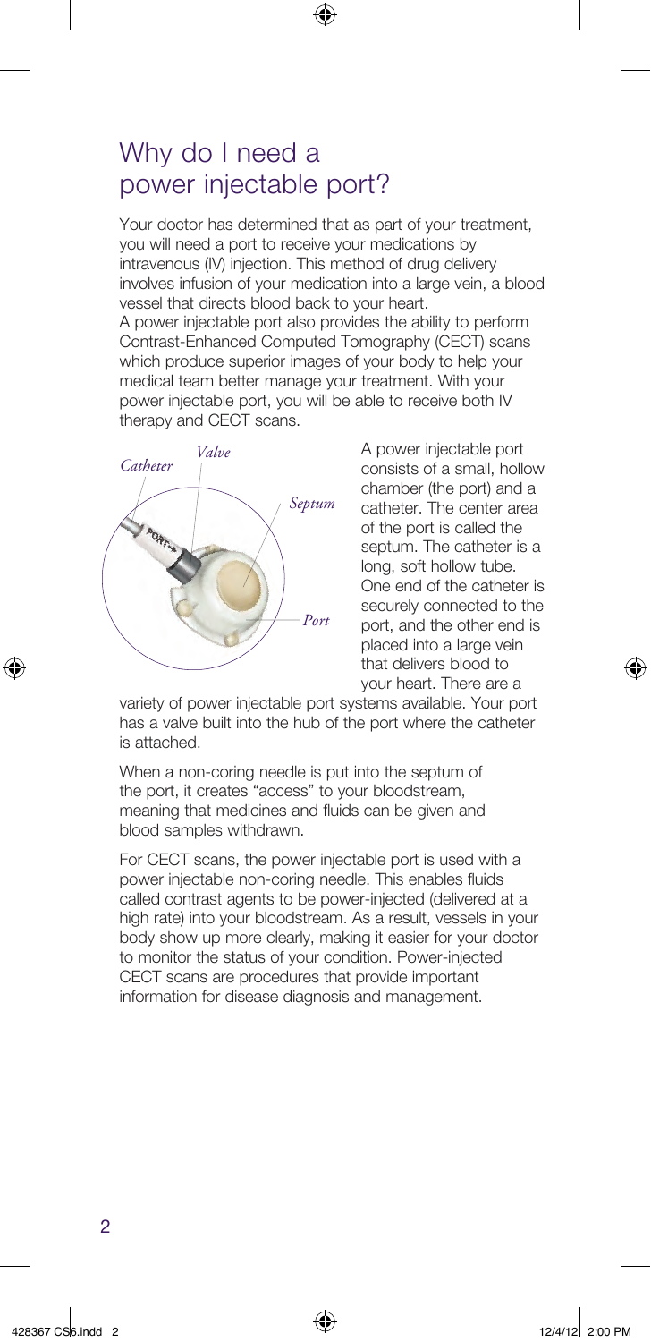# Why do I need a power injectable port?

Your doctor has determined that as part of your treatment, you will need a port to receive your medications by intravenous (IV) injection. This method of drug delivery involves infusion of your medication into a large vein, a blood vessel that directs blood back to your heart.
A power injectable port also provides the ability to perform Contrast-Enhanced Computed Tomography (CECT) scans which produce superior images of your body to help your medical team better manage your treatment. With your power injectable port, you will be able to receive both IV therapy and CECT scans.

*Catheter* *Valve* *Septum* *Port*

A power injectable port consists of a small, hollow chamber (the port) and a catheter. The center area of the port is called the septum. The catheter is a long, soft hollow tube. One end of the catheter is securely connected to the port, and the other end is placed into a large vein that delivers blood to your heart. There are a variety of power injectable port systems available. Your port has a valve built into the hub of the port where the catheter is attached.

When a non-coring needle is put into the septum of the port, it creates "access" to your bloodstream, meaning that medicines and fluids can be given and blood samples withdrawn.

For CECT scans, the power injectable port is used with a power injectable non-coring needle. This enables fluids called contrast agents to be power-injected (delivered at a high rate) into your bloodstream. As a result, vessels in your body show up more clearly, making it easier for your doctor to monitor the status of your condition. Power-injected CECT scans are procedures that provide important information for disease diagnosis and management.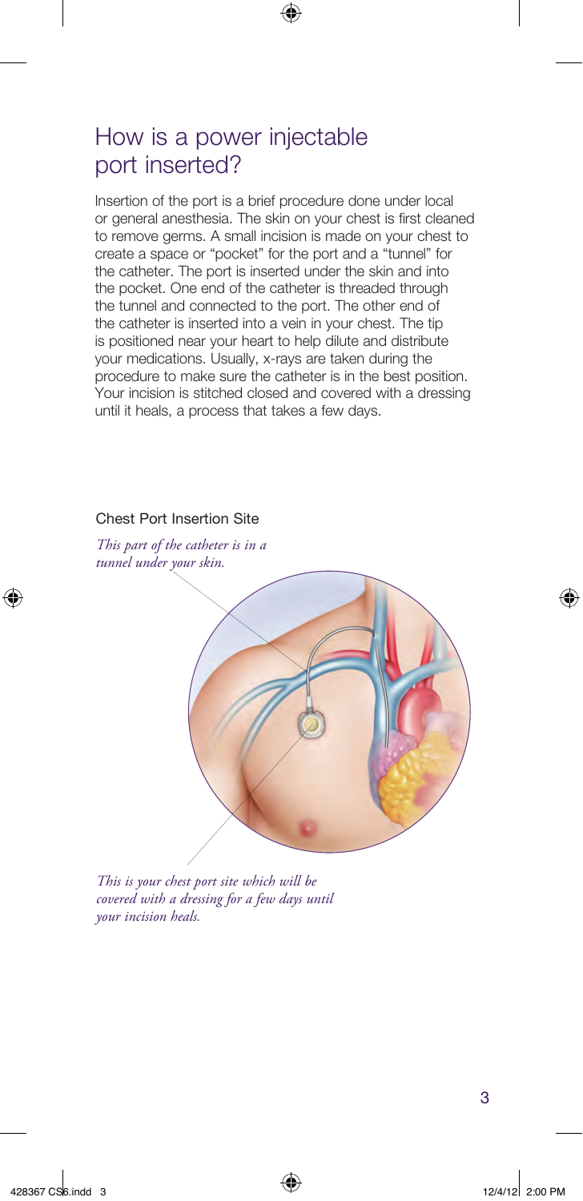## How is a power injectable port inserted?

Insertion of the port is a brief procedure done under local or general anesthesia. The skin on your chest is first cleaned to remove germs. A small incision is made on your chest to create a space or "pocket" for the port and a "tunnel" for the catheter. The port is inserted under the skin and into the pocket. One end of the catheter is threaded through the tunnel and connected to the port. The other end of the catheter is inserted into a vein in your chest. The tip is positioned near your heart to help dilute and distribute your medications. Usually, x-rays are taken during the procedure to make sure the catheter is in the best position. Your incision is stitched closed and covered with a dressing until it heals, a process that takes a few days.

Chest Port Insertion Site

*This part of the catheter is in a tunnel under your skin.*

*This is your chest port site which will be covered with a dressing for a few days until your incision heals.*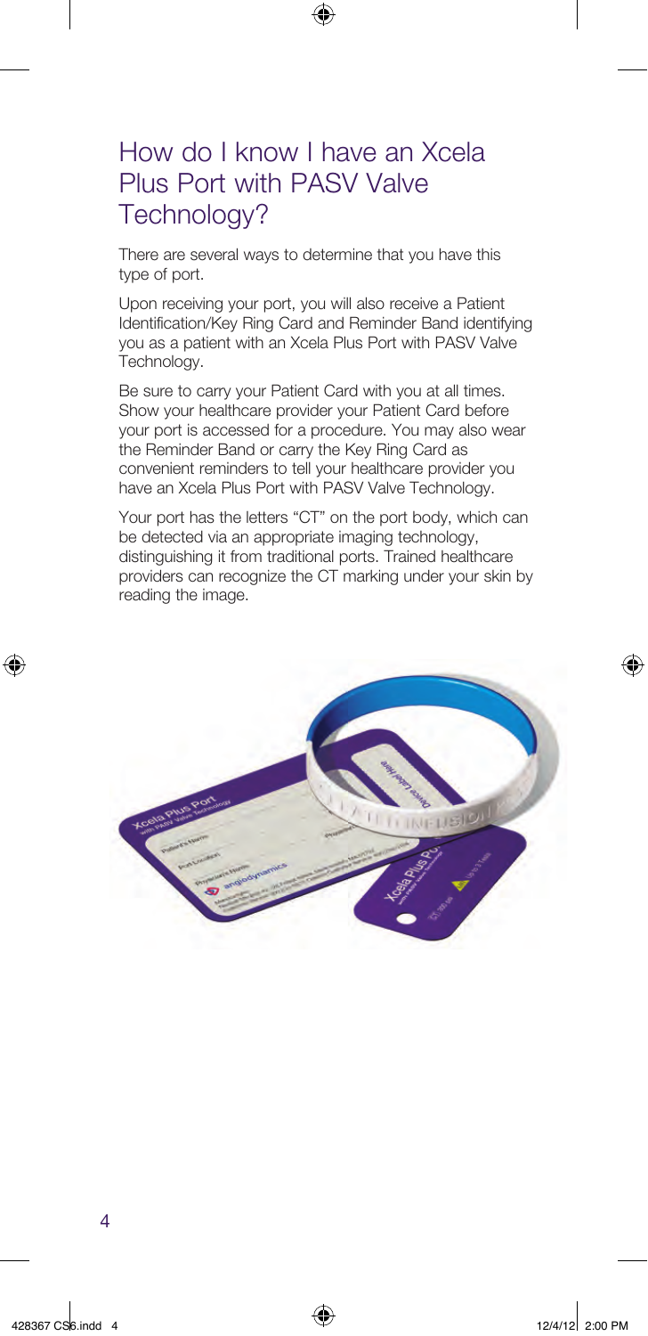# How do I know I have an Xcela Plus Port with PASV Valve Technology?

There are several ways to determine that you have this type of port.

Upon receiving your port, you will also receive a Patient Identification/Key Ring Card and Reminder Band identifying you as a patient with an Xcela Plus Port with PASV Valve Technology.

Be sure to carry your Patient Card with you at all times. Show your healthcare provider your Patient Card before your port is accessed for a procedure. You may also wear the Reminder Band or carry the Key Ring Card as convenient reminders to tell your healthcare provider you have an Xcela Plus Port with PASV Valve Technology.

Your port has the letters "CT" on the port body, which can be detected via an appropriate imaging technology, distinguishing it from traditional ports. Trained healthcare providers can recognize the CT marking under your skin by reading the image.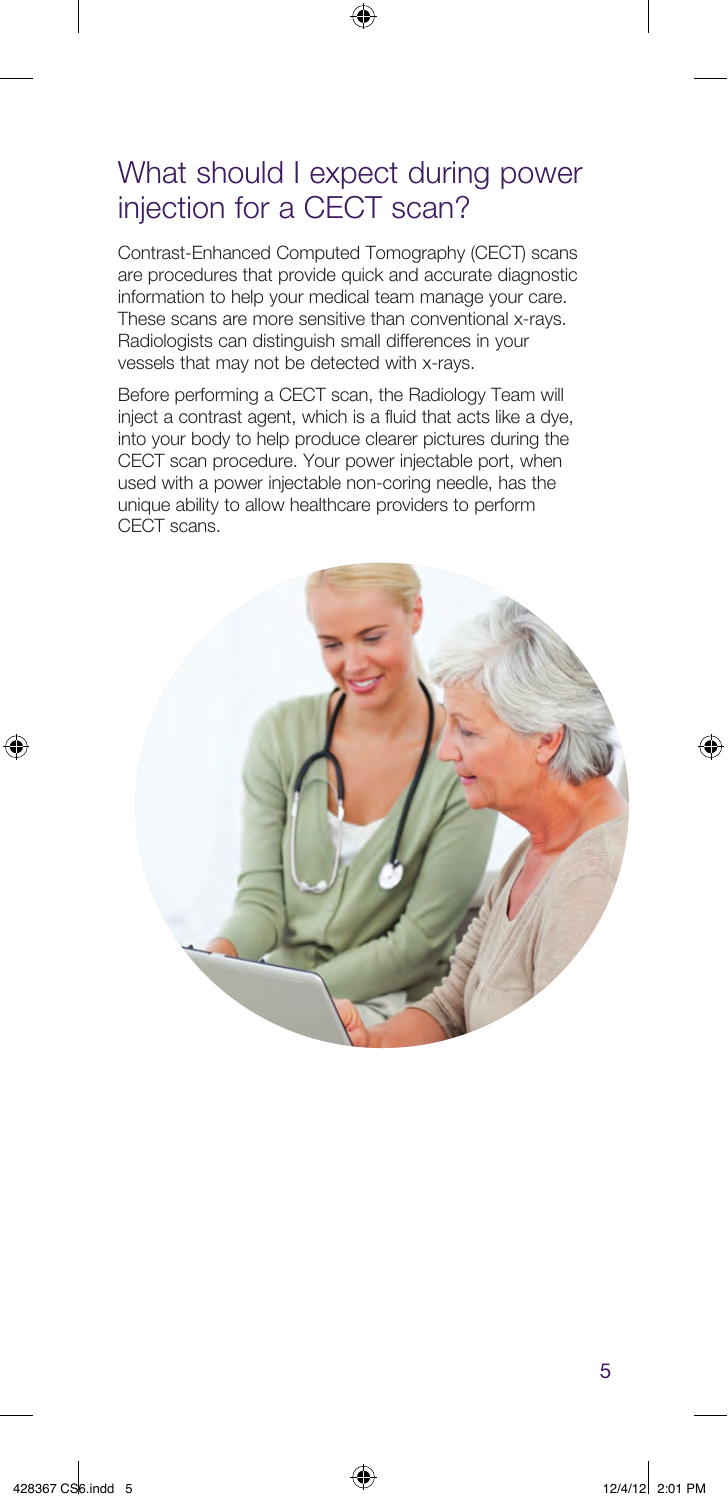## What should I expect during power injection for a CECT scan?

Contrast-Enhanced Computed Tomography (CECT) scans are procedures that provide quick and accurate diagnostic information to help your medical team manage your care. These scans are more sensitive than conventional x-rays. Radiologists can distinguish small differences in your vessels that may not be detected with x-rays.

Before performing a CECT scan, the Radiology Team will inject a contrast agent, which is a fluid that acts like a dye, into your body to help produce clearer pictures during the CECT scan procedure. Your power injectable port, when used with a power injectable non-coring needle, has the unique ability to allow healthcare providers to perform CECT scans.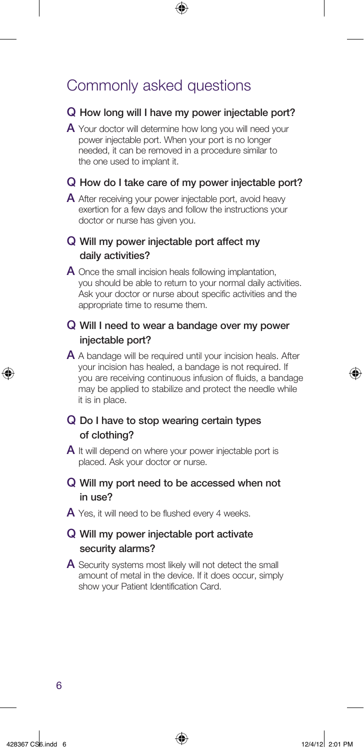## Commonly asked questions

**Q How long will I have my power injectable port?**

**A** Your doctor will determine how long you will need your power injectable port. When your port is no longer needed, it can be removed in a procedure similar to the one used to implant it.

**Q How do I take care of my power injectable port?**

**A** After receiving your power injectable port, avoid heavy exertion for a few days and follow the instructions your doctor or nurse has given you.

**Q Will my power injectable port affect my daily activities?**

**A** Once the small incision heals following implantation, you should be able to return to your normal daily activities. Ask your doctor or nurse about specific activities and the appropriate time to resume them.

**Q Will I need to wear a bandage over my power injectable port?**

**A** A bandage will be required until your incision heals. After your incision has healed, a bandage is not required. If you are receiving continuous infusion of fluids, a bandage may be applied to stabilize and protect the needle while it is in place.

**Q Do I have to stop wearing certain types of clothing?**

**A** It will depend on where your power injectable port is placed. Ask your doctor or nurse.

**Q Will my port need to be accessed when not in use?**

**A** Yes, it will need to be flushed every 4 weeks.

**Q Will my power injectable port activate security alarms?**

**A** Security systems most likely will not detect the small amount of metal in the device. If it does occur, simply show your Patient Identification Card.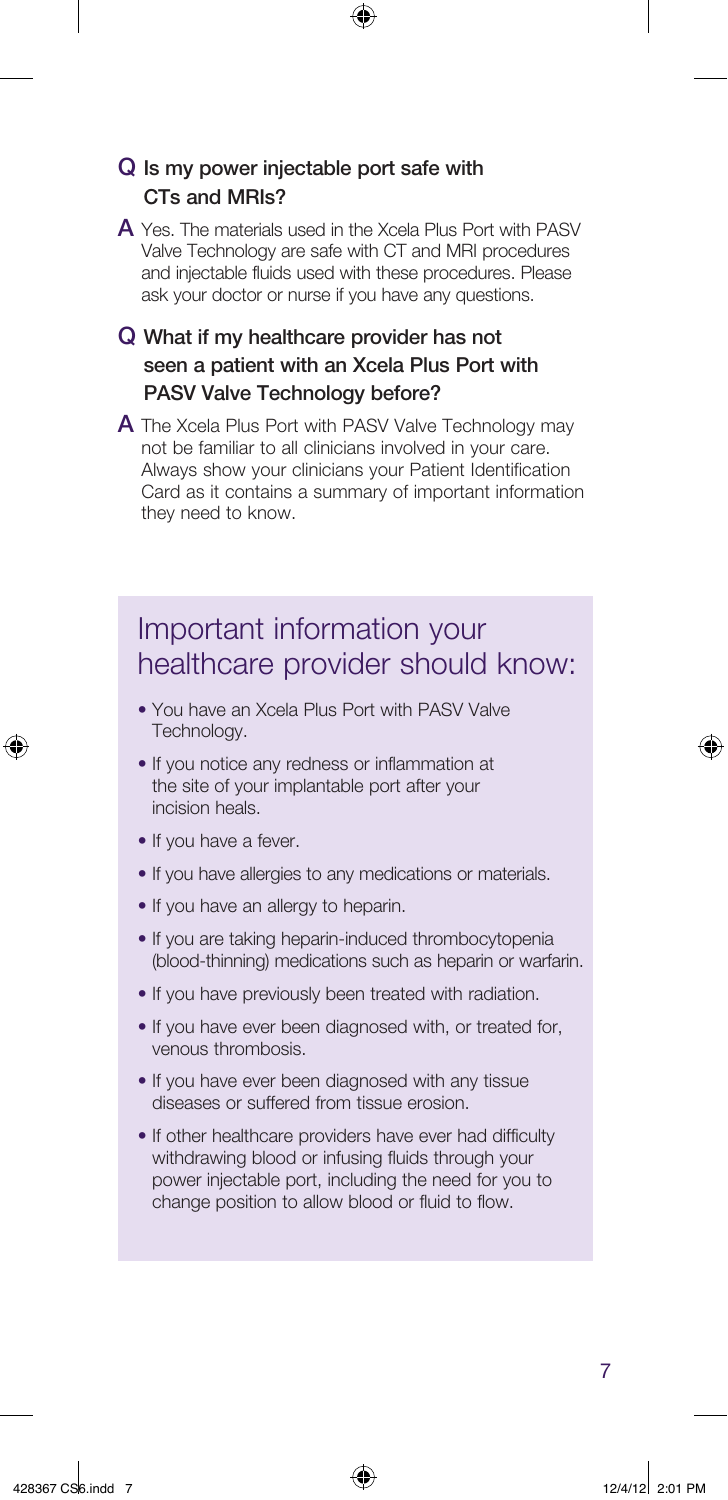**Q Is my power injectable port safe with CTs and MRIs?**

**A** Yes. The materials used in the Xcela Plus Port with PASV Valve Technology are safe with CT and MRI procedures and injectable fluids used with these procedures. Please ask your doctor or nurse if you have any questions.

**Q What if my healthcare provider has not seen a patient with an Xcela Plus Port with PASV Valve Technology before?**

**A** The Xcela Plus Port with PASV Valve Technology may not be familiar to all clinicians involved in your care. Always show your clinicians your Patient Identification Card as it contains a summary of important information they need to know.

## Important information your healthcare provider should know:

- You have an Xcela Plus Port with PASV Valve Technology.
- If you notice any redness or inflammation at the site of your implantable port after your incision heals.
- If you have a fever.
- If you have allergies to any medications or materials.
- If you have an allergy to heparin.
- If you are taking heparin-induced thrombocytopenia (blood-thinning) medications such as heparin or warfarin.
- If you have previously been treated with radiation.
- If you have ever been diagnosed with, or treated for, venous thrombosis.
- If you have ever been diagnosed with any tissue diseases or suffered from tissue erosion.
- If other healthcare providers have ever had difficulty withdrawing blood or infusing fluids through your power injectable port, including the need for you to change position to allow blood or fluid to flow.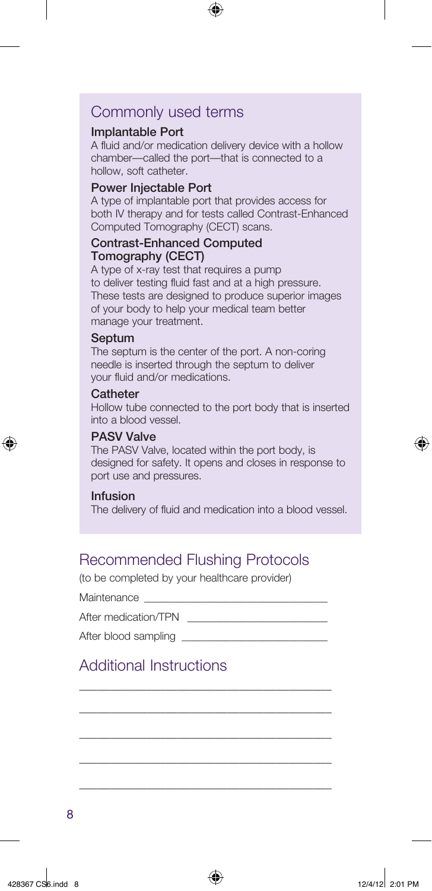## Commonly used terms

**Implantable Port**
A fluid and/or medication delivery device with a hollow chamber—called the port—that is connected to a hollow, soft catheter.

**Power Injectable Port**
A type of implantable port that provides access for both IV therapy and for tests called Contrast-Enhanced Computed Tomography (CECT) scans.

**Contrast-Enhanced Computed Tomography (CECT)**
A type of x-ray test that requires a pump to deliver testing fluid fast and at a high pressure. These tests are designed to produce superior images of your body to help your medical team better manage your treatment.

**Septum**
The septum is the center of the port. A non-coring needle is inserted through the septum to deliver your fluid and/or medications.

**Catheter**
Hollow tube connected to the port body that is inserted into a blood vessel.

**PASV Valve**
The PASV Valve, located within the port body, is designed for safety. It opens and closes in response to port use and pressures.

**Infusion**
The delivery of fluid and medication into a blood vessel.

## Recommended Flushing Protocols

(to be completed by your healthcare provider)

Maintenance ______________________________

After medication/TPN ______________________

After blood sampling ______________________

## Additional Instructions

______________________________________

______________________________________

______________________________________

______________________________________

______________________________________